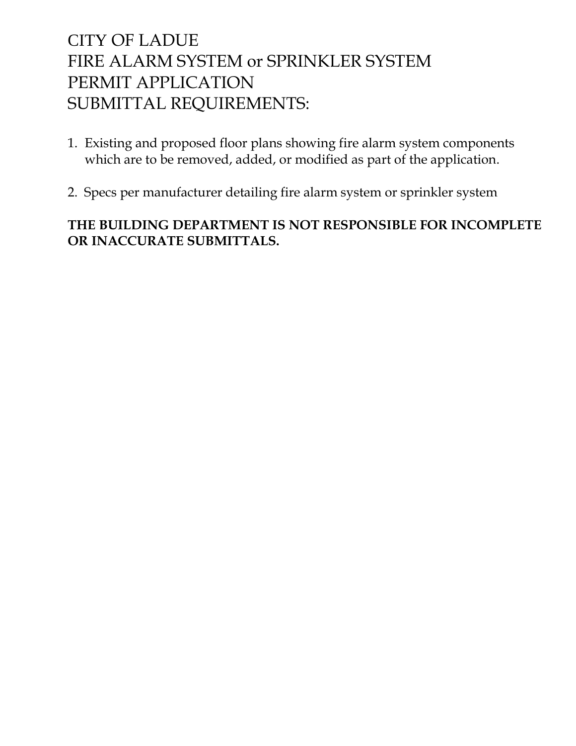# CITY OF LADUE
# FIRE ALARM SYSTEM or SPRINKLER SYSTEM
# PERMIT APPLICATION
# SUBMITTAL REQUIREMENTS:

1. Existing and proposed floor plans showing fire alarm system components which are to be removed, added, or modified as part of the application.

2. Specs per manufacturer detailing fire alarm system or sprinkler system

**THE BUILDING DEPARTMENT IS NOT RESPONSIBLE FOR INCOMPLETE OR INACCURATE SUBMITTALS.**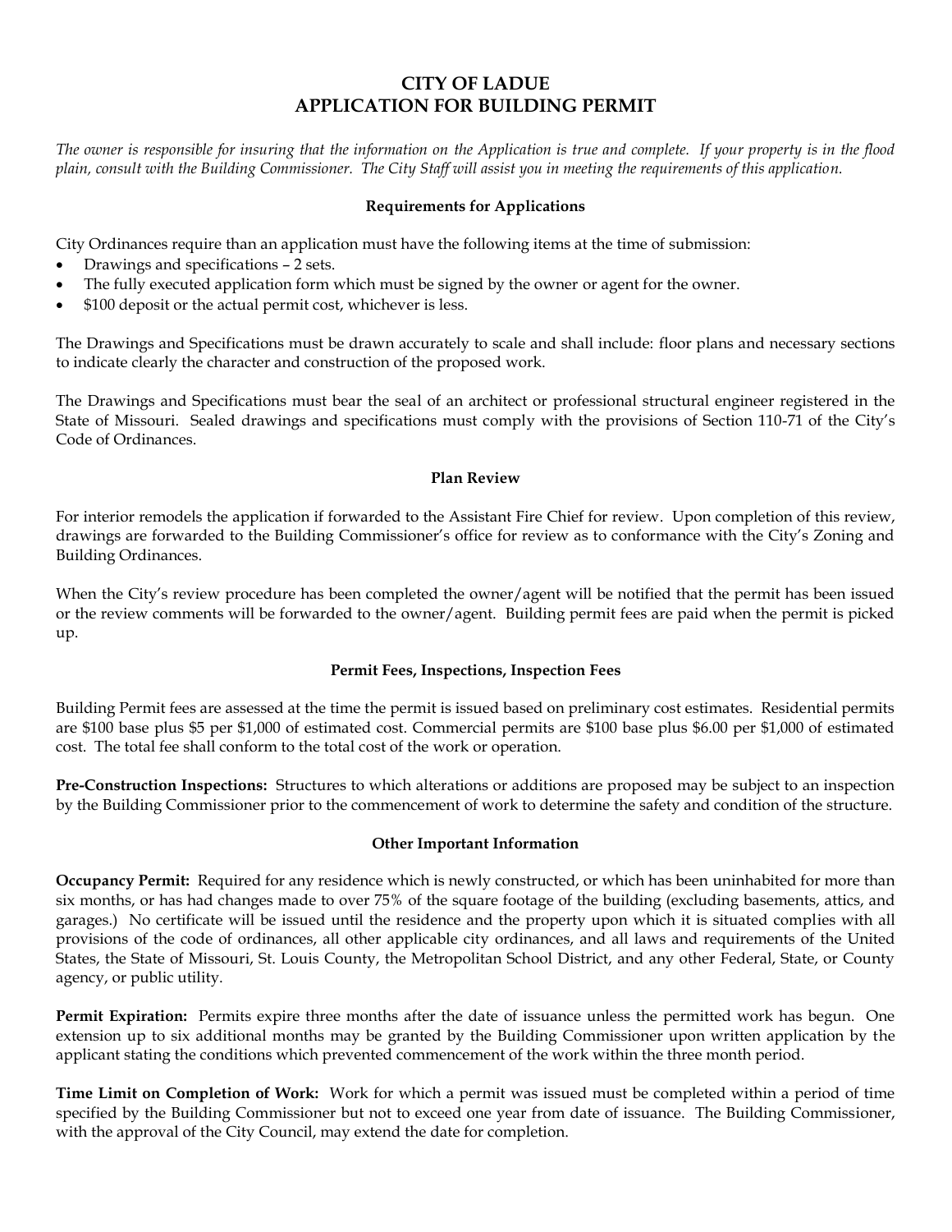# CITY OF LADUE
# APPLICATION FOR BUILDING PERMIT

*The owner is responsible for insuring that the information on the Application is true and complete. If your property is in the flood plain, consult with the Building Commissioner. The City Staff will assist you in meeting the requirements of this application.*

### Requirements for Applications

City Ordinances require than an application must have the following items at the time of submission:

- Drawings and specifications – 2 sets.
- The fully executed application form which must be signed by the owner or agent for the owner.
- $100 deposit or the actual permit cost, whichever is less.

The Drawings and Specifications must be drawn accurately to scale and shall include: floor plans and necessary sections to indicate clearly the character and construction of the proposed work.

The Drawings and Specifications must bear the seal of an architect or professional structural engineer registered in the State of Missouri. Sealed drawings and specifications must comply with the provisions of Section 110-71 of the City's Code of Ordinances.

### Plan Review

For interior remodels the application if forwarded to the Assistant Fire Chief for review. Upon completion of this review, drawings are forwarded to the Building Commissioner's office for review as to conformance with the City's Zoning and Building Ordinances.

When the City's review procedure has been completed the owner/agent will be notified that the permit has been issued or the review comments will be forwarded to the owner/agent. Building permit fees are paid when the permit is picked up.

### Permit Fees, Inspections, Inspection Fees

Building Permit fees are assessed at the time the permit is issued based on preliminary cost estimates. Residential permits are $100 base plus $5 per $1,000 of estimated cost. Commercial permits are $100 base plus $6.00 per $1,000 of estimated cost. The total fee shall conform to the total cost of the work or operation.

**Pre-Construction Inspections:** Structures to which alterations or additions are proposed may be subject to an inspection by the Building Commissioner prior to the commencement of work to determine the safety and condition of the structure.

### Other Important Information

**Occupancy Permit:** Required for any residence which is newly constructed, or which has been uninhabited for more than six months, or has had changes made to over 75% of the square footage of the building (excluding basements, attics, and garages.) No certificate will be issued until the residence and the property upon which it is situated complies with all provisions of the code of ordinances, all other applicable city ordinances, and all laws and requirements of the United States, the State of Missouri, St. Louis County, the Metropolitan School District, and any other Federal, State, or County agency, or public utility.

**Permit Expiration:** Permits expire three months after the date of issuance unless the permitted work has begun. One extension up to six additional months may be granted by the Building Commissioner upon written application by the applicant stating the conditions which prevented commencement of the work within the three month period.

**Time Limit on Completion of Work:** Work for which a permit was issued must be completed within a period of time specified by the Building Commissioner but not to exceed one year from date of issuance. The Building Commissioner, with the approval of the City Council, may extend the date for completion.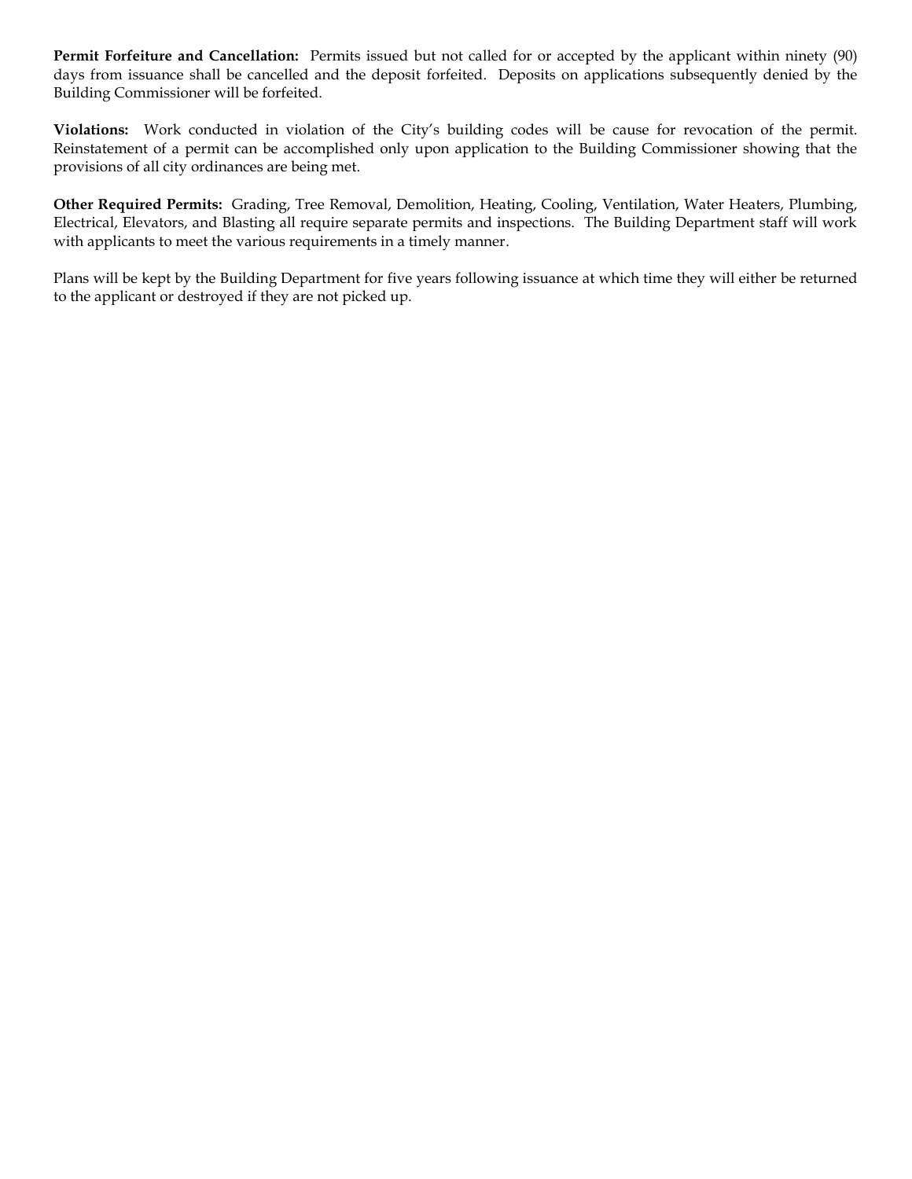**Permit Forfeiture and Cancellation:** Permits issued but not called for or accepted by the applicant within ninety (90) days from issuance shall be cancelled and the deposit forfeited. Deposits on applications subsequently denied by the Building Commissioner will be forfeited.

**Violations:** Work conducted in violation of the City's building codes will be cause for revocation of the permit. Reinstatement of a permit can be accomplished only upon application to the Building Commissioner showing that the provisions of all city ordinances are being met.

**Other Required Permits:** Grading, Tree Removal, Demolition, Heating, Cooling, Ventilation, Water Heaters, Plumbing, Electrical, Elevators, and Blasting all require separate permits and inspections. The Building Department staff will work with applicants to meet the various requirements in a timely manner.

Plans will be kept by the Building Department for five years following issuance at which time they will either be returned to the applicant or destroyed if they are not picked up.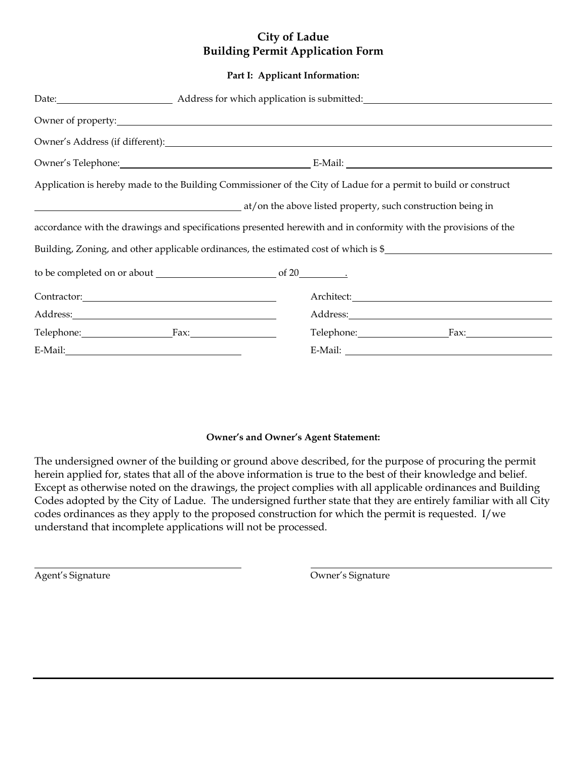# City of Ladue
## Building Permit Application Form

**Part I: Applicant Information:**

Date:\_\_\_\_\_\_\_\_\_\_\_\_\_\_\_\_\_\_\_\_ Address for which application is submitted:\_\_\_\_\_\_\_\_\_\_\_\_\_\_\_\_\_\_\_\_\_\_\_\_\_\_\_\_\_\_\_\_

Owner of property:\_\_\_\_\_\_\_\_\_\_\_\_\_\_\_\_\_\_\_\_\_\_\_\_\_\_\_\_\_\_\_\_\_\_\_\_\_\_\_\_\_\_\_\_\_\_\_\_\_\_\_\_\_\_\_\_\_\_\_\_

Owner's Address (if different):\_\_\_\_\_\_\_\_\_\_\_\_\_\_\_\_\_\_\_\_\_\_\_\_\_\_\_\_\_\_\_\_\_\_\_\_\_\_\_\_\_\_\_\_\_\_\_\_\_\_

Owner's Telephone:\_\_\_\_\_\_\_\_\_\_\_\_\_\_\_\_\_\_\_\_\_\_\_\_\_\_\_\_\_\_\_\_ E-Mail: \_\_\_\_\_\_\_\_\_\_\_\_\_\_\_\_\_\_\_\_\_\_\_\_\_\_\_\_\_\_\_\_\_\_

Application is hereby made to the Building Commissioner of the City of Ladue for a permit to build or construct

\_\_\_\_\_\_\_\_\_\_\_\_\_\_\_\_\_\_\_\_\_\_\_\_\_\_\_\_\_\_\_\_\_\_\_\_ at/on the above listed property, such construction being in

accordance with the drawings and specifications presented herewith and in conformity with the provisions of the

Building, Zoning, and other applicable ordinances, the estimated cost of which is $\_\_\_\_\_\_\_\_\_\_\_\_\_\_\_\_\_\_\_\_\_\_\_\_\_\_\_

to be completed on or about \_\_\_\_\_\_\_\_\_\_\_\_\_\_\_\_\_\_\_\_\_\_ of 20\_\_\_\_\_\_\_\_.

Contractor:\_\_\_\_\_\_\_\_\_\_\_\_\_\_\_\_\_\_\_\_\_\_\_\_\_\_\_\_\_\_\_\_\_\_\_\_\_\_\_\_\_

Address:\_\_\_\_\_\_\_\_\_\_\_\_\_\_\_\_\_\_\_\_\_\_\_\_\_\_\_\_\_\_\_\_\_\_\_\_\_\_\_\_\_\_\_

Telephone:\_\_\_\_\_\_\_\_\_\_\_\_\_\_\_\_\_Fax:\_\_\_\_\_\_\_\_\_\_\_\_\_\_\_\_\_

E-Mail:\_\_\_\_\_\_\_\_\_\_\_\_\_\_\_\_\_\_\_\_\_\_\_\_\_\_\_\_\_\_\_\_\_\_\_\_

Architect:\_\_\_\_\_\_\_\_\_\_\_\_\_\_\_\_\_\_\_\_\_\_\_\_\_\_\_\_\_\_\_\_\_\_\_\_\_\_\_\_\_\_

Address:\_\_\_\_\_\_\_\_\_\_\_\_\_\_\_\_\_\_\_\_\_\_\_\_\_\_\_\_\_\_\_\_\_\_\_\_\_\_\_\_\_\_\_

Telephone:\_\_\_\_\_\_\_\_\_\_\_\_\_\_\_\_\_Fax:\_\_\_\_\_\_\_\_\_\_\_\_\_\_\_\_\_

E-Mail: \_\_\_\_\_\_\_\_\_\_\_\_\_\_\_\_\_\_\_\_\_\_\_\_\_\_\_\_\_\_\_\_\_\_\_\_\_\_\_\_\_

**Owner's and Owner's Agent Statement:**

The undersigned owner of the building or ground above described, for the purpose of procuring the permit herein applied for, states that all of the above information is true to the best of their knowledge and belief. Except as otherwise noted on the drawings, the project complies with all applicable ordinances and Building Codes adopted by the City of Ladue. The undersigned further state that they are entirely familiar with all City codes ordinances as they apply to the proposed construction for which the permit is requested. I/we understand that incomplete applications will not be processed.

\_\_\_\_\_\_\_\_\_\_\_\_\_\_\_\_\_\_\_\_\_\_\_\_\_\_\_\_\_\_\_\_\_\_\_\_
Agent's Signature

\_\_\_\_\_\_\_\_\_\_\_\_\_\_\_\_\_\_\_\_\_\_\_\_\_\_\_\_\_\_\_\_\_\_\_\_
Owner's Signature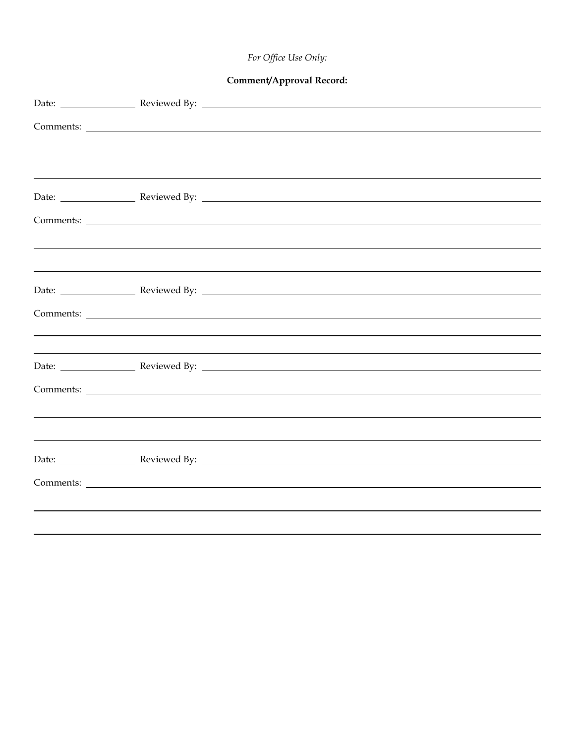*For Office Use Only:*

**Comment/Approval Record:**

Date: ______________ Reviewed By: ______________________________________________

Comments: ______________________________________________________________

________________________________________________________________________

________________________________________________________________________

Date: ______________ Reviewed By: ______________________________________________

Comments: ______________________________________________________________

________________________________________________________________________

________________________________________________________________________

Date: ______________ Reviewed By: ______________________________________________

Comments: ______________________________________________________________

________________________________________________________________________

________________________________________________________________________

Date: ______________ Reviewed By: ______________________________________________

Comments: ______________________________________________________________

________________________________________________________________________

________________________________________________________________________

Date: ______________ Reviewed By: ______________________________________________

Comments: ______________________________________________________________

________________________________________________________________________

________________________________________________________________________